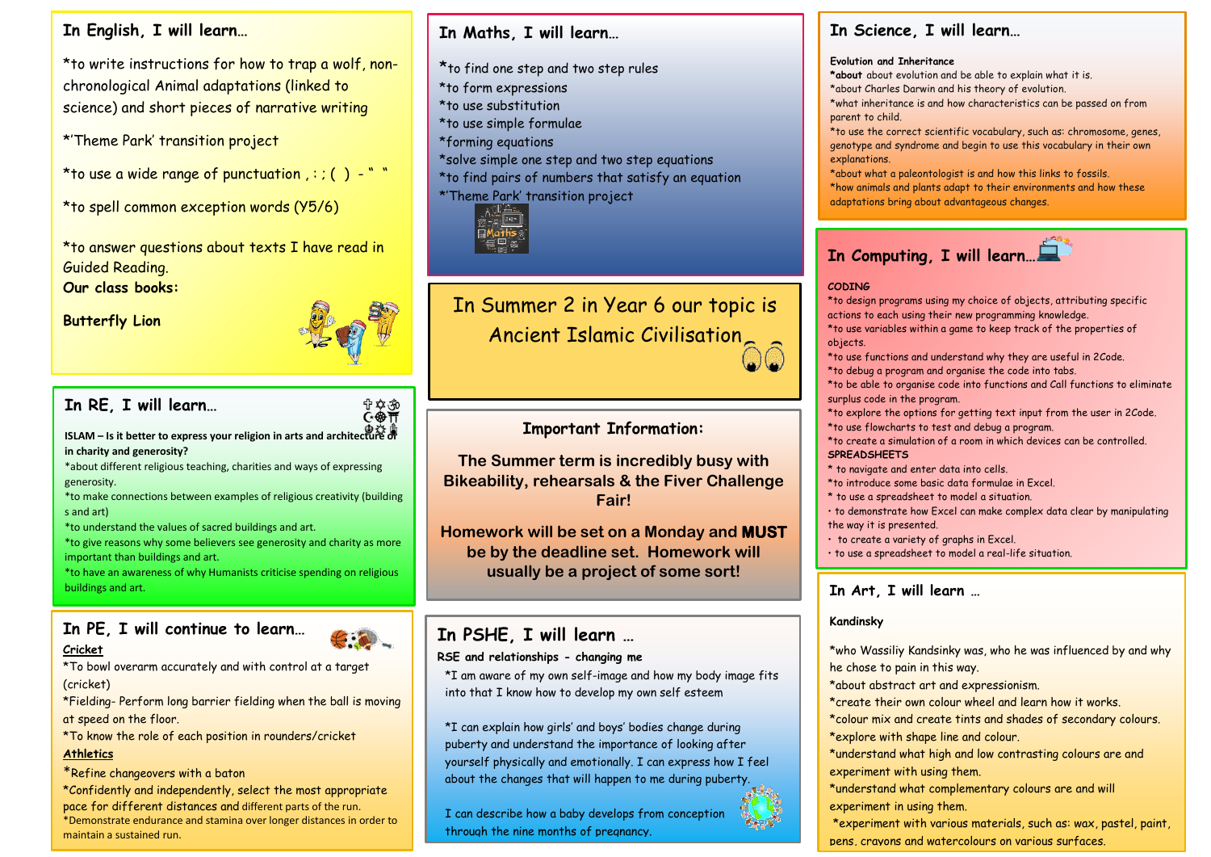## In English, I will learn…

*to write instructions for how to trap a wolf, non-chronological Animal adaptations (linked to science) and short pieces of narrative writing

*'Theme Park' transition project

*to use a wide range of punctuation , : ; ( ) - " "

*to spell common exception words (Y5/6)

*to answer questions about texts I have read in Guided Reading.

**Our class books:**

**Butterfly Lion**

## In Maths, I will learn…

*to find one step and two step rules
*to form expressions
*to use substitution
*to use simple formulae
*forming equations
*solve simple one step and two step equations
*to find pairs of numbers that satisfy an equation
*'Theme Park' transition project

## In Science, I will learn…

**Evolution and Inheritance**

***about** about evolution and be able to explain what it is.
*about Charles Darwin and his theory of evolution.
*what inheritance is and how characteristics can be passed on from parent to child.
*to use the correct scientific vocabulary, such as: chromosome, genes, genotype and syndrome and begin to use this vocabulary in their own explanations.
*about what a paleontologist is and how this links to fossils.
*how animals and plants adapt to their environments and how these adaptations bring about advantageous changes.

# In Summer 2 in Year 6 our topic is Ancient Islamic Civilisation

## In RE, I will learn…

**ISLAM – Is it better to express your religion in arts and architecture or in charity and generosity?**

*about different religious teaching, charities and ways of expressing generosity.
*to make connections between examples of religious creativity (buildings and art)
*to understand the values of sacred buildings and art.
*to give reasons why some believers see generosity and charity as more important than buildings and art.
*to have an awareness of why Humanists criticise spending on religious buildings and art.

## Important Information:

**The Summer term is incredibly busy with Bikeability, rehearsals & the Fiver Challenge Fair!**

**Homework will be set on a Monday and MUST be by the deadline set. Homework will usually be a project of some sort!**

## In Computing, I will learn…

**CODING**

*to design programs using my choice of objects, attributing specific actions to each using their new programming knowledge.
*to use variables within a game to keep track of the properties of objects.
*to use functions and understand why they are useful in 2Code.
*to debug a program and organise the code into tabs.
*to be able to organise code into functions and Call functions to eliminate surplus code in the program.
*to explore the options for getting text input from the user in 2Code.
*to use flowcharts to test and debug a program.
*to create a simulation of a room in which devices can be controlled.

**SPREADSHEETS**

* to navigate and enter data into cells.
*to introduce some basic data formulae in Excel.
* to use a spreadsheet to model a situation.
• to demonstrate how Excel can make complex data clear by manipulating the way it is presented.
• to create a variety of graphs in Excel.
• to use a spreadsheet to model a real-life situation.

## In PE, I will continue to learn…

**Cricket**

*To bowl overarm accurately and with control at a target (cricket)
*Fielding- Perform long barrier fielding when the ball is moving at speed on the floor.
*To know the role of each position in rounders/cricket

**Athletics**

*Refine changeovers with a baton
*Confidently and independently, select the most appropriate pace for different distances and different parts of the run.
*Demonstrate endurance and stamina over longer distances in order to maintain a sustained run.

## In PSHE, I will learn …

**RSE and relationships - changing me**

*I am aware of my own self-image and how my body image fits into that I know how to develop my own self esteem

*I can explain how girls' and boys' bodies change during puberty and understand the importance of looking after yourself physically and emotionally. I can express how I feel about the changes that will happen to me during puberty.

I can describe how a baby develops from conception through the nine months of pregnancy.

## In Art, I will learn …

**Kandinsky**

*who Wassiliy Kandsinky was, who he was influenced by and why he chose to pain in this way.
*about abstract art and expressionism.
*create their own colour wheel and learn how it works.
*colour mix and create tints and shades of secondary colours.
*explore with shape line and colour.
*understand what high and low contrasting colours are and experiment with using them.
*understand what complementary colours are and will experiment in using them.
*experiment with various materials, such as: wax, pastel, paint, pens, crayons and watercolours on various surfaces.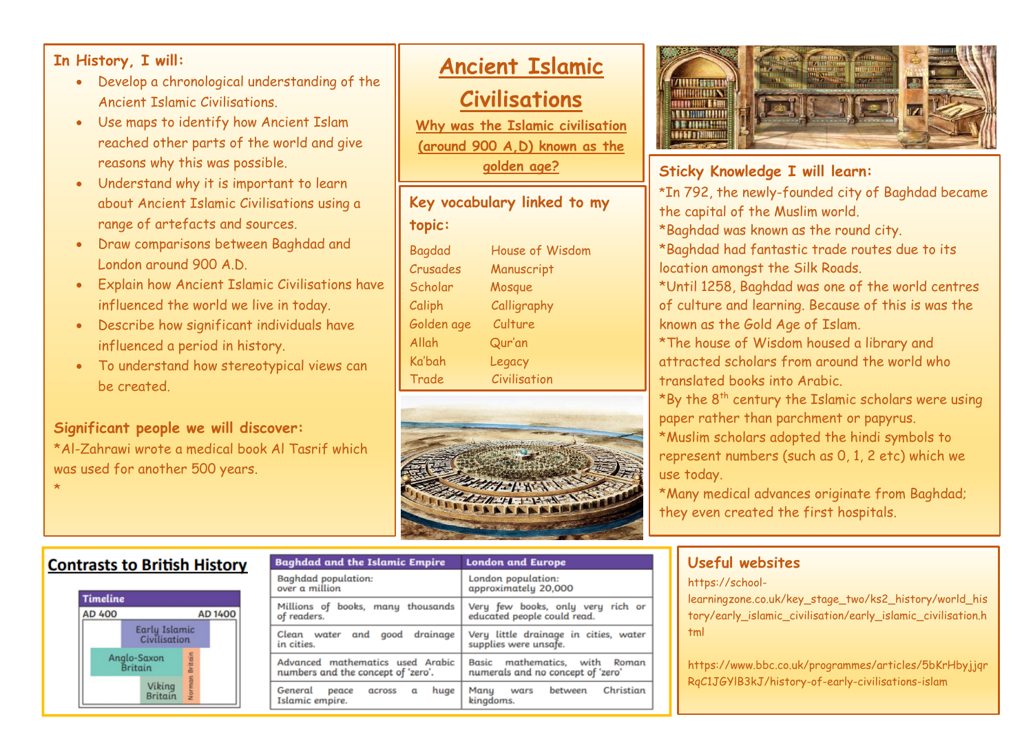## In History, I will:

- Develop a chronological understanding of the Ancient Islamic Civilisations.
- Use maps to identify how Ancient Islam reached other parts of the world and give reasons why this was possible.
- Understand why it is important to learn about Ancient Islamic Civilisations using a range of artefacts and sources.
- Draw comparisons between Baghdad and London around 900 A.D.
- Explain how Ancient Islamic Civilisations have influenced the world we live in today.
- Describe how significant individuals have influenced a period in history.
- To understand how stereotypical views can be created.

### Significant people we will discover:

*Al-Zahrawi wrote a medical book Al Tasrif which was used for another 500 years.

*

# Ancient Islamic Civilisations

**Why was the Islamic civilisation (around 900 A,D) known as the golden age?**

### Key vocabulary linked to my topic:

| | |
|---|---|
| Bagdad | House of Wisdom |
| Crusades | Manuscript |
| Scholar | Mosque |
| Caliph | Calligraphy |
| Golden age | Culture |
| Allah | Qur'an |
| Ka'bah | Legacy |
| Trade | Civilisation |

### Sticky Knowledge I will learn:

*In 792, the newly-founded city of Baghdad became the capital of the Muslim world.
*Baghdad was known as the round city.
*Baghdad had fantastic trade routes due to its location amongst the Silk Roads.
*Until 1258, Baghdad was one of the world centres of culture and learning. Because of this is was the known as the Gold Age of Islam.
*The house of Wisdom housed a library and attracted scholars from around the world who translated books into Arabic.
*By the 8th century the Islamic scholars were using paper rather than parchment or papyrus.
*Muslim scholars adopted the hindi symbols to represent numbers (such as 0, 1, 2 etc) which we use today.
*Many medical advances originate from Baghdad; they even created the first hospitals.

## Contrasts to British History

Timeline

AD 400 — AD 1400

Early Islamic Civilisation

Anglo-Saxon Britain

Viking Britain

Norman Britain

| Baghdad and the Islamic Empire | London and Europe |
|---|---|
| Baghdad population: over a million | London population: approximately 20,000 |
| Millions of books, many thousands of readers. | Very few books, only very rich or educated people could read. |
| Clean water and good drainage in cities. | Very little drainage in cities, water supplies were unsafe. |
| Advanced mathematics used Arabic numbers and the concept of 'zero'. | Basic mathematics, with Roman numerals and no concept of 'zero' |
| General peace across a huge Islamic empire. | Many wars between Christian kingdoms. |

### Useful websites

https://school-learningzone.co.uk/key_stage_two/ks2_history/world_history/early_islamic_civilisation/early_islamic_civilisation.html

https://www.bbc.co.uk/programmes/articles/5bKrHbyjjqrRqC1JGYIB3kJ/history-of-early-civilisations-islam